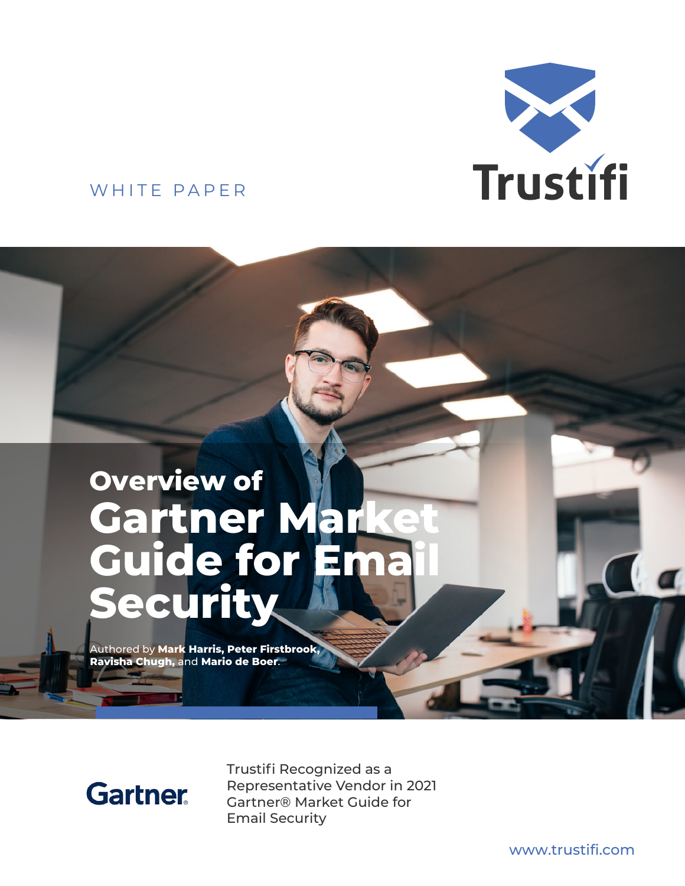WHITE PAPER

Trustifi

# Overview of Gartner Market Guide for Email Security

Authored by **Mark Harris, Peter Firstbrook, Ravisha Chugh,** and **Mario de Boer**.

Gartner

Trustifi Recognized as a Representative Vendor in 2021 Gartner® Market Guide for Email Security

www.trustifi.com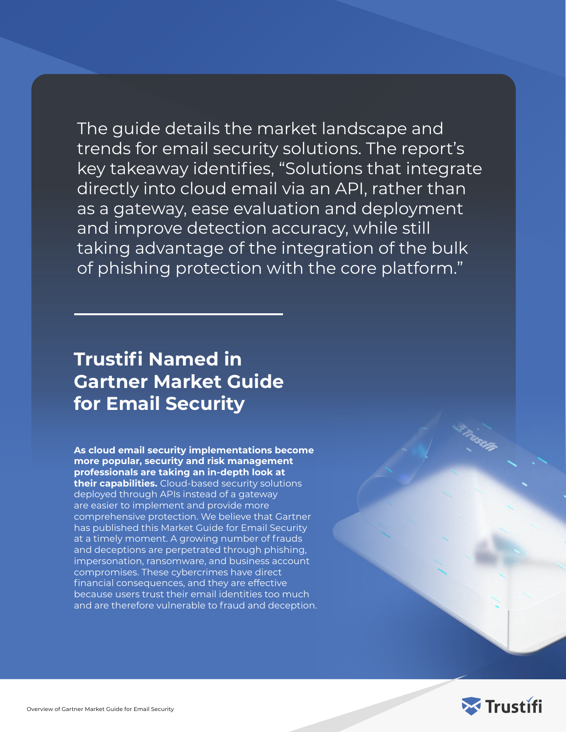The guide details the market landscape and trends for email security solutions. The report's key takeaway identifies, "Solutions that integrate directly into cloud email via an API, rather than as a gateway, ease evaluation and deployment and improve detection accuracy, while still taking advantage of the integration of the bulk of phishing protection with the core platform."

## Trustifi Named in Gartner Market Guide for Email Security

**As cloud email security implementations become more popular, security and risk management professionals are taking an in-depth look at their capabilities.** Cloud-based security solutions deployed through APIs instead of a gateway are easier to implement and provide more comprehensive protection. We believe that Gartner has published this Market Guide for Email Security at a timely moment. A growing number of frauds and deceptions are perpetrated through phishing, impersonation, ransomware, and business account compromises. These cybercrimes have direct financial consequences, and they are effective because users trust their email identities too much and are therefore vulnerable to fraud and deception.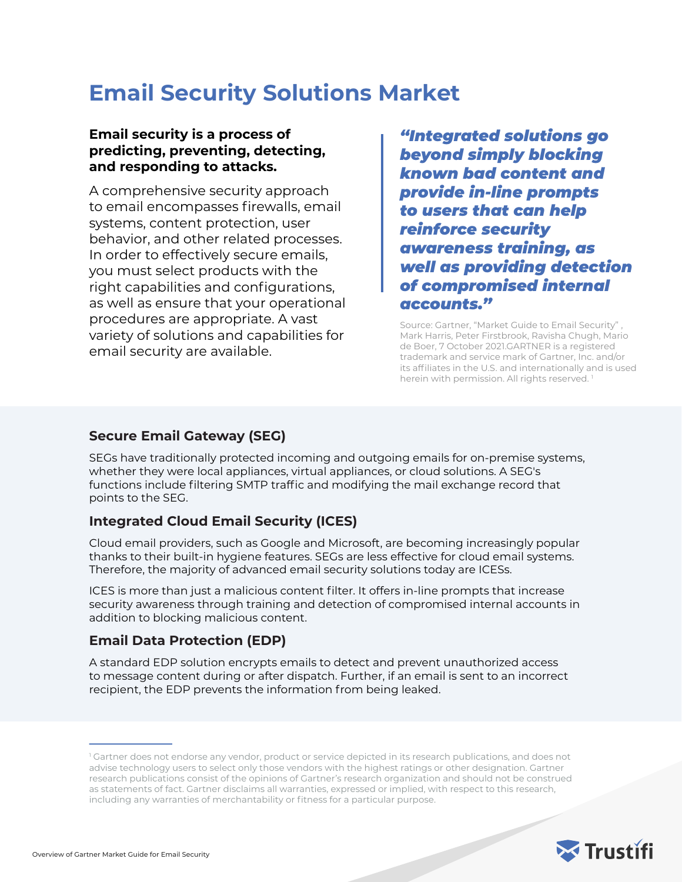# Email Security Solutions Market

**Email security is a process of predicting, preventing, detecting, and responding to attacks.**

A comprehensive security approach to email encompasses firewalls, email systems, content protection, user behavior, and other related processes. In order to effectively secure emails, you must select products with the right capabilities and configurations, as well as ensure that your operational procedures are appropriate. A vast variety of solutions and capabilities for email security are available.

> ***"Integrated solutions go beyond simply blocking known bad content and provide in-line prompts to users that can help reinforce security awareness training, as well as providing detection of compromised internal accounts."***

Source: Gartner, "Market Guide to Email Security" , Mark Harris, Peter Firstbrook, Ravisha Chugh, Mario de Boer, 7 October 2021.GARTNER is a registered trademark and service mark of Gartner, Inc. and/or its affiliates in the U.S. and internationally and is used herein with permission. All rights reserved. [1]

### Secure Email Gateway (SEG)

SEGs have traditionally protected incoming and outgoing emails for on-premise systems, whether they were local appliances, virtual appliances, or cloud solutions. A SEG's functions include filtering SMTP traffic and modifying the mail exchange record that points to the SEG.

### Integrated Cloud Email Security (ICES)

Cloud email providers, such as Google and Microsoft, are becoming increasingly popular thanks to their built-in hygiene features. SEGs are less effective for cloud email systems. Therefore, the majority of advanced email security solutions today are ICESs.

ICES is more than just a malicious content filter. It offers in-line prompts that increase security awareness through training and detection of compromised internal accounts in addition to blocking malicious content.

### Email Data Protection (EDP)

A standard EDP solution encrypts emails to detect and prevent unauthorized access to message content during or after dispatch. Further, if an email is sent to an incorrect recipient, the EDP prevents the information from being leaked.

---

[1] Gartner does not endorse any vendor, product or service depicted in its research publications, and does not advise technology users to select only those vendors with the highest ratings or other designation. Gartner research publications consist of the opinions of Gartner's research organization and should not be construed as statements of fact. Gartner disclaims all warranties, expressed or implied, with respect to this research, including any warranties of merchantability or fitness for a particular purpose.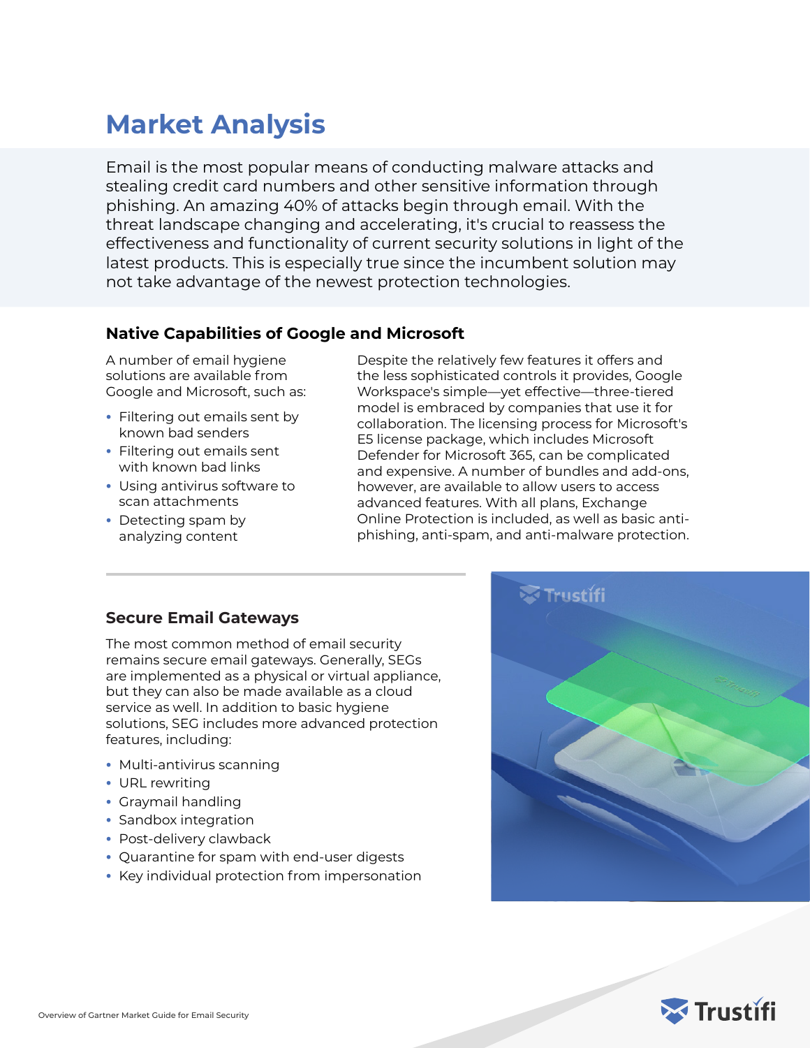# Market Analysis

Email is the most popular means of conducting malware attacks and stealing credit card numbers and other sensitive information through phishing. An amazing 40% of attacks begin through email. With the threat landscape changing and accelerating, it's crucial to reassess the effectiveness and functionality of current security solutions in light of the latest products. This is especially true since the incumbent solution may not take advantage of the newest protection technologies.

## Native Capabilities of Google and Microsoft

A number of email hygiene solutions are available from Google and Microsoft, such as:

- Filtering out emails sent by known bad senders
- Filtering out emails sent with known bad links
- Using antivirus software to scan attachments
- Detecting spam by analyzing content

Despite the relatively few features it offers and the less sophisticated controls it provides, Google Workspace's simple—yet effective—three-tiered model is embraced by companies that use it for collaboration. The licensing process for Microsoft's E5 license package, which includes Microsoft Defender for Microsoft 365, can be complicated and expensive. A number of bundles and add-ons, however, are available to allow users to access advanced features. With all plans, Exchange Online Protection is included, as well as basic anti-phishing, anti-spam, and anti-malware protection.

## Secure Email Gateways

The most common method of email security remains secure email gateways. Generally, SEGs are implemented as a physical or virtual appliance, but they can also be made available as a cloud service as well. In addition to basic hygiene solutions, SEG includes more advanced protection features, including:

- Multi-antivirus scanning
- URL rewriting
- Graymail handling
- Sandbox integration
- Post-delivery clawback
- Quarantine for spam with end-user digests
- Key individual protection from impersonation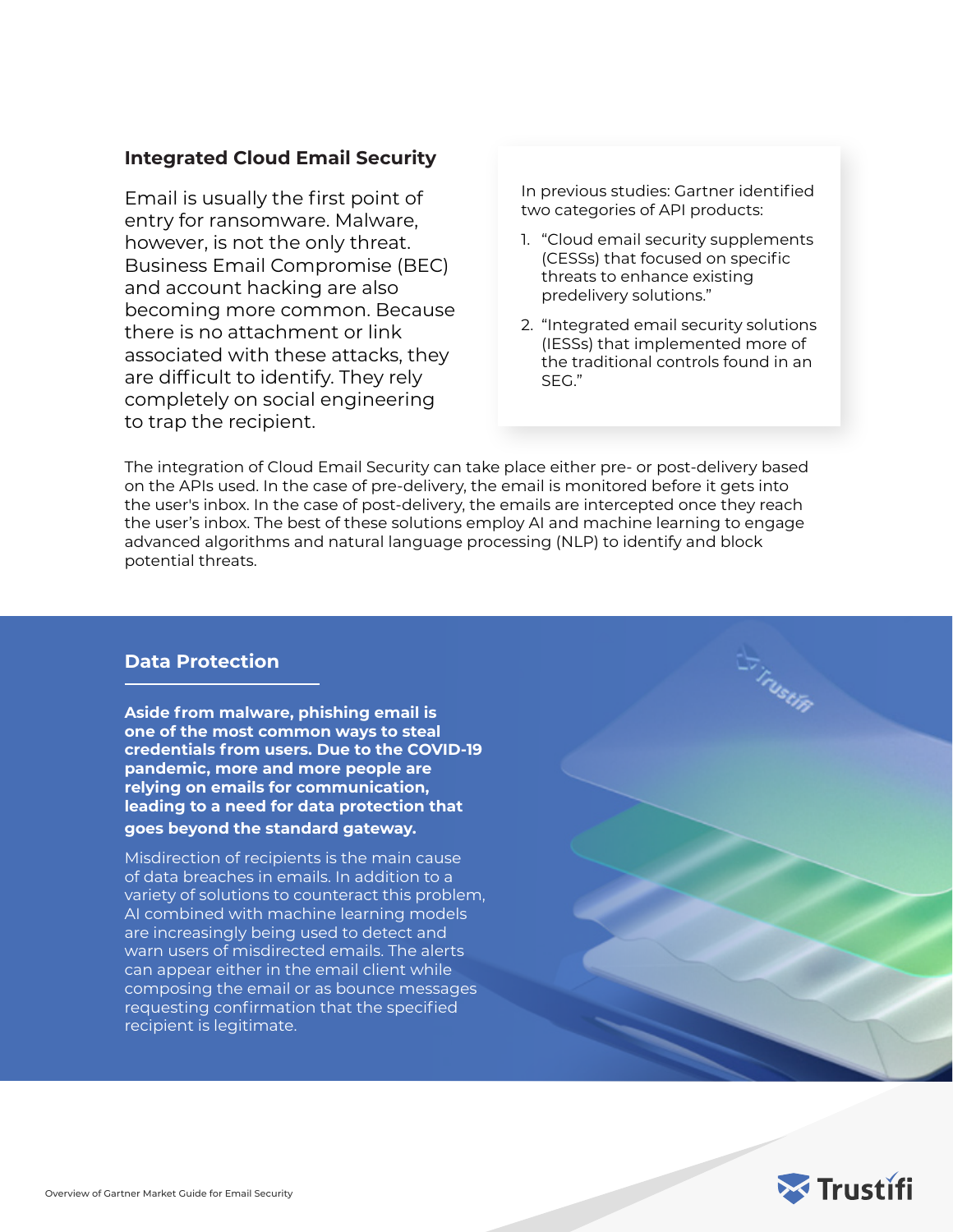## Integrated Cloud Email Security

Email is usually the first point of entry for ransomware. Malware, however, is not the only threat. Business Email Compromise (BEC) and account hacking are also becoming more common. Because there is no attachment or link associated with these attacks, they are difficult to identify. They rely completely on social engineering to trap the recipient.

In previous studies: Gartner identified two categories of API products:

1. "Cloud email security supplements (CESSs) that focused on specific threats to enhance existing predelivery solutions."
2. "Integrated email security solutions (IESSs) that implemented more of the traditional controls found in an SEG."

The integration of Cloud Email Security can take place either pre- or post-delivery based on the APIs used. In the case of pre-delivery, the email is monitored before it gets into the user's inbox. In the case of post-delivery, the emails are intercepted once they reach the user's inbox. The best of these solutions employ AI and machine learning to engage advanced algorithms and natural language processing (NLP) to identify and block potential threats.

## Data Protection

**Aside from malware, phishing email is one of the most common ways to steal credentials from users. Due to the COVID-19 pandemic, more and more people are relying on emails for communication, leading to a need for data protection that goes beyond the standard gateway.**

Misdirection of recipients is the main cause of data breaches in emails. In addition to a variety of solutions to counteract this problem, AI combined with machine learning models are increasingly being used to detect and warn users of misdirected emails. The alerts can appear either in the email client while composing the email or as bounce messages requesting confirmation that the specified recipient is legitimate.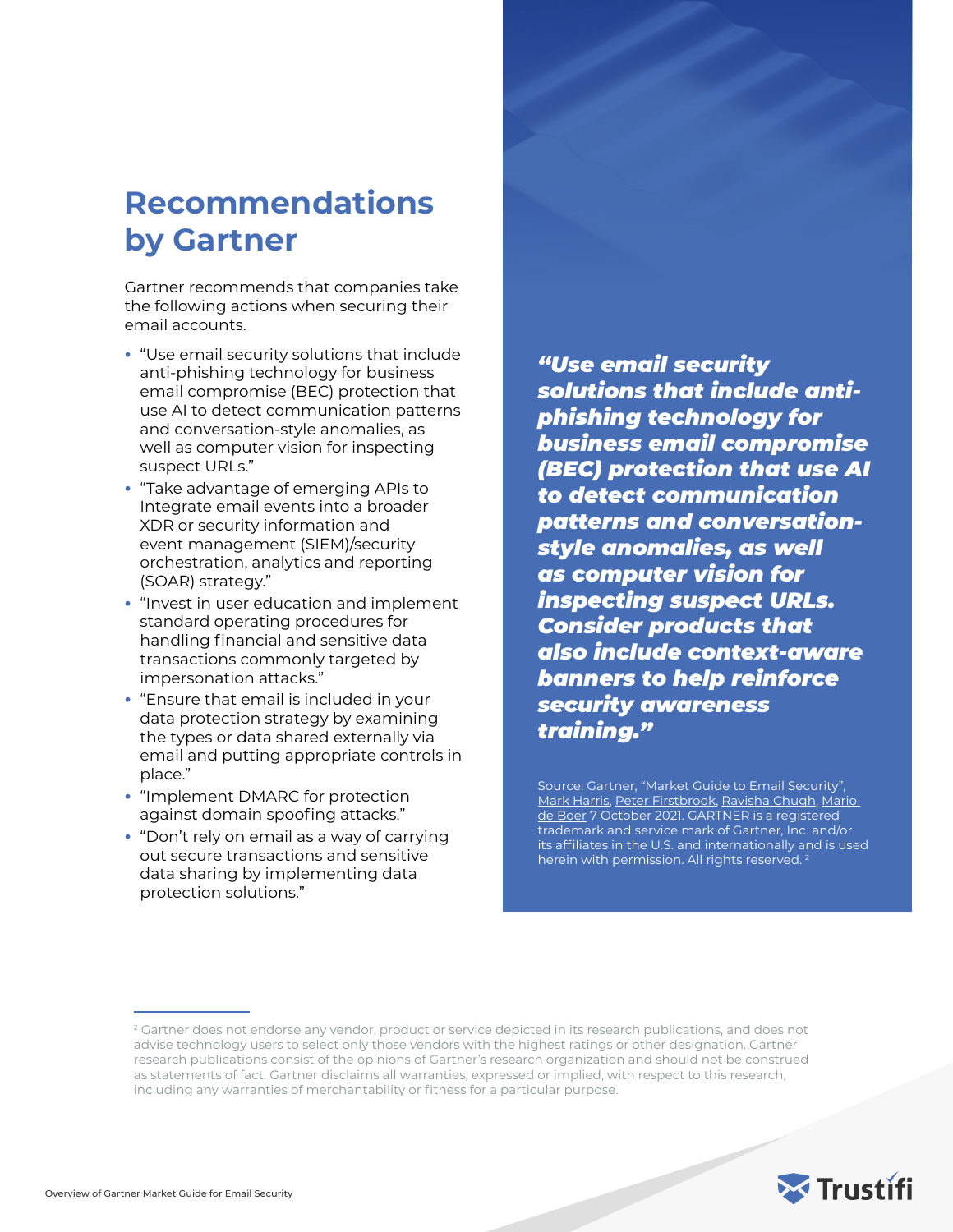# Recommendations by Gartner

Gartner recommends that companies take the following actions when securing their email accounts.

- "Use email security solutions that include anti-phishing technology for business email compromise (BEC) protection that use AI to detect communication patterns and conversation-style anomalies, as well as computer vision for inspecting suspect URLs."
- "Take advantage of emerging APIs to Integrate email events into a broader XDR or security information and event management (SIEM)/security orchestration, analytics and reporting (SOAR) strategy."
- "Invest in user education and implement standard operating procedures for handling financial and sensitive data transactions commonly targeted by impersonation attacks."
- "Ensure that email is included in your data protection strategy by examining the types or data shared externally via email and putting appropriate controls in place."
- "Implement DMARC for protection against domain spoofing attacks."
- "Don't rely on email as a way of carrying out secure transactions and sensitive data sharing by implementing data protection solutions."

***"Use email security solutions that include anti-phishing technology for business email compromise (BEC) protection that use AI to detect communication patterns and conversation-style anomalies, as well as computer vision for inspecting suspect URLs. Consider products that also include context-aware banners to help reinforce security awareness training."***

Source: Gartner, "Market Guide to Email Security", Mark Harris, Peter Firstbrook, Ravisha Chugh, Mario de Boer 7 October 2021. GARTNER is a registered trademark and service mark of Gartner, Inc. and/or its affiliates in the U.S. and internationally and is used herein with permission. All rights reserved. [2]

[2] Gartner does not endorse any vendor, product or service depicted in its research publications, and does not advise technology users to select only those vendors with the highest ratings or other designation. Gartner research publications consist of the opinions of Gartner's research organization and should not be construed as statements of fact. Gartner disclaims all warranties, expressed or implied, with respect to this research, including any warranties of merchantability or fitness for a particular purpose.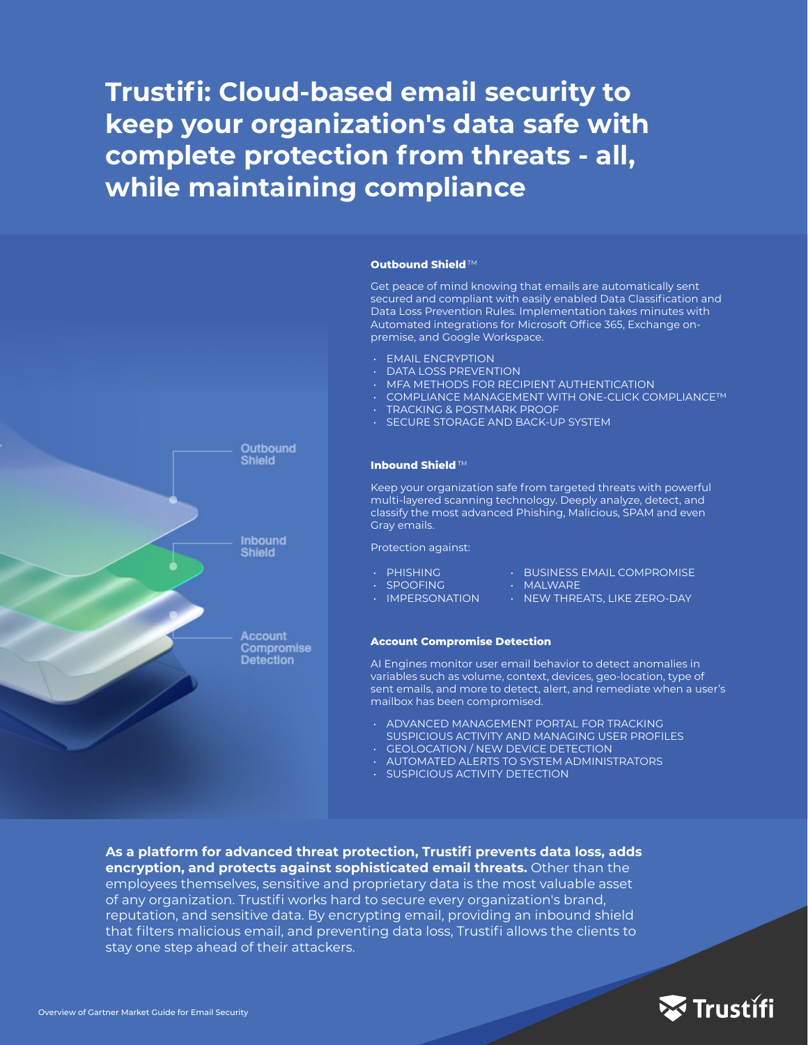# Trustifi: Cloud-based email security to keep your organization's data safe with complete protection from threats - all, while maintaining compliance

Outbound Shield

Inbound Shield

Account Compromise Detection

### Outbound Shield™

Get peace of mind knowing that emails are automatically sent secured and compliant with easily enabled Data Classification and Data Loss Prevention Rules. Implementation takes minutes with Automated integrations for Microsoft Office 365, Exchange on-premise, and Google Workspace.

- EMAIL ENCRYPTION
- DATA LOSS PREVENTION
- MFA METHODS FOR RECIPIENT AUTHENTICATION
- COMPLIANCE MANAGEMENT WITH ONE-CLICK COMPLIANCE™
- TRACKING & POSTMARK PROOF
- SECURE STORAGE AND BACK-UP SYSTEM

### Inbound Shield™

Keep your organization safe from targeted threats with powerful multi-layered scanning technology. Deeply analyze, detect, and classify the most advanced Phishing, Malicious, SPAM and even Gray emails.

Protection against:

- PHISHING
- SPOOFING
- IMPERSONATION
- BUSINESS EMAIL COMPROMISE
- MALWARE
- NEW THREATS, LIKE ZERO-DAY

### Account Compromise Detection

AI Engines monitor user email behavior to detect anomalies in variables such as volume, context, devices, geo-location, type of sent emails, and more to detect, alert, and remediate when a user's mailbox has been compromised.

- ADVANCED MANAGEMENT PORTAL FOR TRACKING SUSPICIOUS ACTIVITY AND MANAGING USER PROFILES
- GEOLOCATION / NEW DEVICE DETECTION
- AUTOMATED ALERTS TO SYSTEM ADMINISTRATORS
- SUSPICIOUS ACTIVITY DETECTION

**As a platform for advanced threat protection, Trustifi prevents data loss, adds encryption, and protects against sophisticated email threats.** Other than the employees themselves, sensitive and proprietary data is the most valuable asset of any organization. Trustifi works hard to secure every organization's brand, reputation, and sensitive data. By encrypting email, providing an inbound shield that filters malicious email, and preventing data loss, Trustifi allows the clients to stay one step ahead of their attackers.

Trustifi